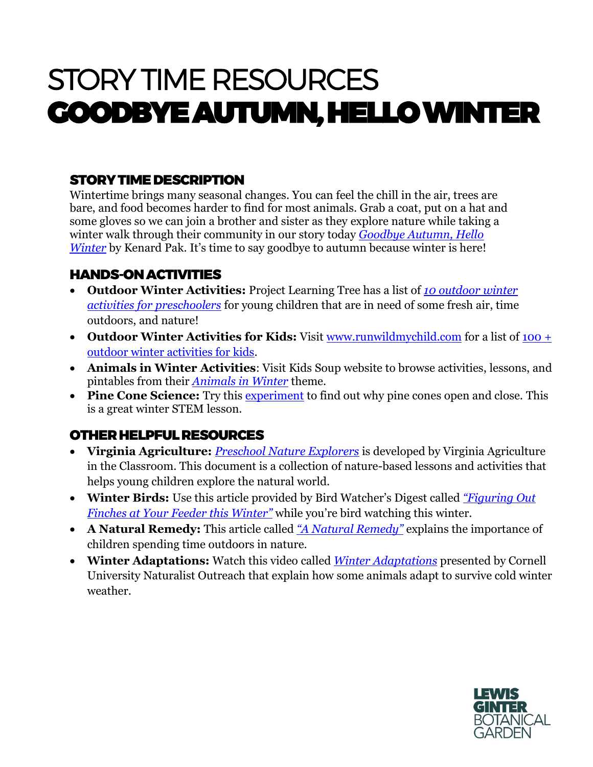# STORY TIME RESOURCES
# GOODBYE AUTUMN, HELLO WINTER

## STORY TIME DESCRIPTION

Wintertime brings many seasonal changes. You can feel the chill in the air, trees are bare, and food becomes harder to find for most animals. Grab a coat, put on a hat and some gloves so we can join a brother and sister as they explore nature while taking a winter walk through their community in our story today *Goodbye Autumn, Hello Winter* by Kenard Pak. It's time to say goodbye to autumn because winter is here!

## HANDS-ON ACTIVITIES

- **Outdoor Winter Activities:** Project Learning Tree has a list of *10 outdoor winter activities for preschoolers* for young children that are in need of some fresh air, time outdoors, and nature!
- **Outdoor Winter Activities for Kids:** Visit www.runwildmychild.com for a list of 100 + outdoor winter activities for kids.
- **Animals in Winter Activities**: Visit Kids Soup website to browse activities, lessons, and pintables from their *Animals in Winter* theme.
- **Pine Cone Science:** Try this experiment to find out why pine cones open and close. This is a great winter STEM lesson.

## OTHER HELPFUL RESOURCES

- **Virginia Agriculture:** *Preschool Nature Explorers* is developed by Virginia Agriculture in the Classroom. This document is a collection of nature-based lessons and activities that helps young children explore the natural world.
- **Winter Birds:** Use this article provided by Bird Watcher's Digest called *"Figuring Out Finches at Your Feeder this Winter"* while you're bird watching this winter.
- **A Natural Remedy:** This article called *"A Natural Remedy"* explains the importance of children spending time outdoors in nature.
- **Winter Adaptations:** Watch this video called *Winter Adaptations* presented by Cornell University Naturalist Outreach that explain how some animals adapt to survive cold winter weather.

LEWIS GINTER BOTANICAL GARDEN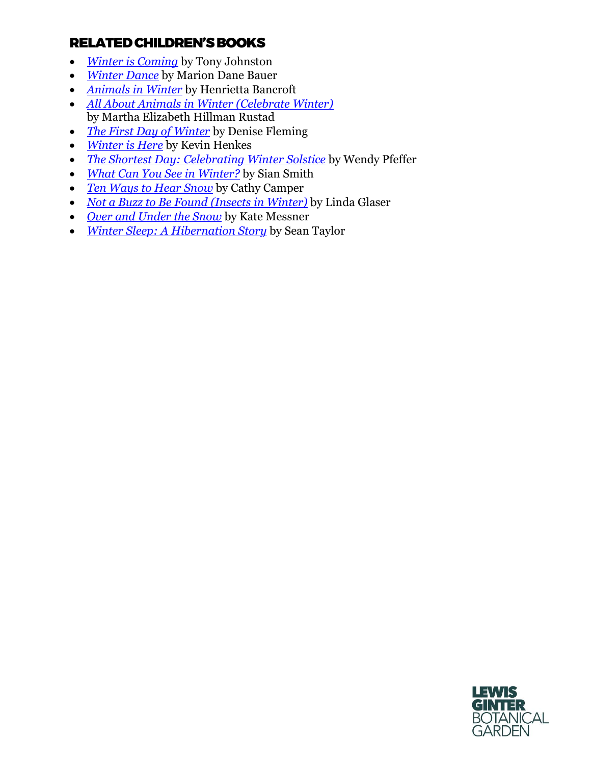## RELATED CHILDREN'S BOOKS

- *Winter is Coming* by Tony Johnston
- *Winter Dance* by Marion Dane Bauer
- *Animals in Winter* by Henrietta Bancroft
- *All About Animals in Winter (Celebrate Winter)* by Martha Elizabeth Hillman Rustad
- *The First Day of Winter* by Denise Fleming
- *Winter is Here* by Kevin Henkes
- *The Shortest Day: Celebrating Winter Solstice* by Wendy Pfeffer
- *What Can You See in Winter?* by Sian Smith
- *Ten Ways to Hear Snow* by Cathy Camper
- *Not a Buzz to Be Found (Insects in Winter)* by Linda Glaser
- *Over and Under the Snow* by Kate Messner
- *Winter Sleep: A Hibernation Story* by Sean Taylor

LEWIS GINTER BOTANICAL GARDEN